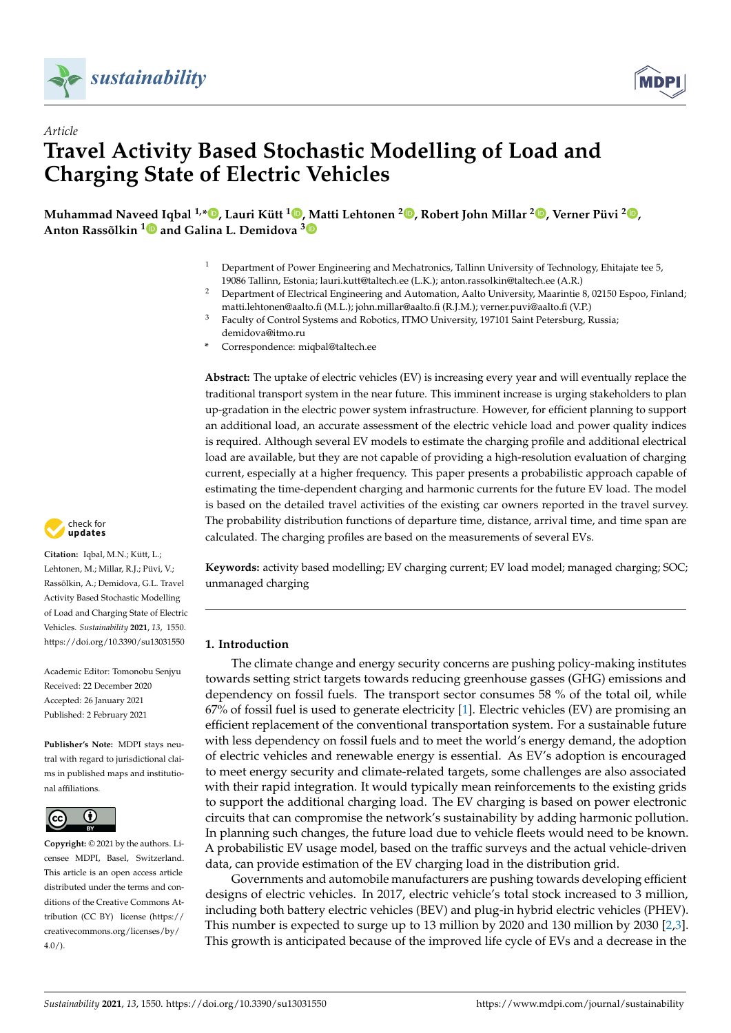*Article*

# Travel Activity Based Stochastic Modelling of Load and Charging State of Electric Vehicles

**Muhammad Naveed Iqbal [1,*], Lauri Kütt [1], Matti Lehtonen [2], Robert John Millar [2], Verner Püvi [2], Anton Rassõlkin [1] and Galina L. Demidova [3]**

[1] Department of Power Engineering and Mechatronics, Tallinn University of Technology, Ehitajate tee 5, 19086 Tallinn, Estonia; lauri.kutt@taltech.ee (L.K.); anton.rassolkin@taltech.ee (A.R.)

[2] Department of Electrical Engineering and Automation, Aalto University, Maarintie 8, 02150 Espoo, Finland; matti.lehtonen@aalto.fi (M.L.); john.millar@aalto.fi (R.J.M.); verner.puvi@aalto.fi (V.P.)

[3] Faculty of Control Systems and Robotics, ITMO University, 197101 Saint Petersburg, Russia; demidova@itmo.ru

\* Correspondence: miqbal@taltech.ee

**Citation:** Iqbal, M.N.; Kütt, L.; Lehtonen, M.; Millar, R.J.; Püvi, V.; Rassõlkin, A.; Demidova, G.L. Travel Activity Based Stochastic Modelling of Load and Charging State of Electric Vehicles. *Sustainability* **2021**, *13*, 1550. https://doi.org/10.3390/su13031550

Academic Editor: Tomonobu Senjyu

Received: 22 December 2020
Accepted: 26 January 2021
Published: 2 February 2021

**Publisher's Note:** MDPI stays neutral with regard to jurisdictional claims in published maps and institutional affiliations.

**Copyright:** © 2021 by the authors. Licensee MDPI, Basel, Switzerland. This article is an open access article distributed under the terms and conditions of the Creative Commons Attribution (CC BY) license (https://creativecommons.org/licenses/by/4.0/).

**Abstract:** The uptake of electric vehicles (EV) is increasing every year and will eventually replace the traditional transport system in the near future. This imminent increase is urging stakeholders to plan up-gradation in the electric power system infrastructure. However, for efficient planning to support an additional load, an accurate assessment of the electric vehicle load and power quality indices is required. Although several EV models to estimate the charging profile and additional electrical load are available, but they are not capable of providing a high-resolution evaluation of charging current, especially at a higher frequency. This paper presents a probabilistic approach capable of estimating the time-dependent charging and harmonic currents for the future EV load. The model is based on the detailed travel activities of the existing car owners reported in the travel survey. The probability distribution functions of departure time, distance, arrival time, and time span are calculated. The charging profiles are based on the measurements of several EVs.

**Keywords:** activity based modelling; EV charging current; EV load model; managed charging; SOC; unmanaged charging

## 1. Introduction

The climate change and energy security concerns are pushing policy-making institutes towards setting strict targets towards reducing greenhouse gasses (GHG) emissions and dependency on fossil fuels. The transport sector consumes 58 % of the total oil, while 67% of fossil fuel is used to generate electricity [1]. Electric vehicles (EV) are promising an efficient replacement of the conventional transportation system. For a sustainable future with less dependency on fossil fuels and to meet the world's energy demand, the adoption of electric vehicles and renewable energy is essential. As EV's adoption is encouraged to meet energy security and climate-related targets, some challenges are also associated with their rapid integration. It would typically mean reinforcements to the existing grids to support the additional charging load. The EV charging is based on power electronic circuits that can compromise the network's sustainability by adding harmonic pollution. In planning such changes, the future load due to vehicle fleets would need to be known. A probabilistic EV usage model, based on the traffic surveys and the actual vehicle-driven data, can provide estimation of the EV charging load in the distribution grid.

Governments and automobile manufacturers are pushing towards developing efficient designs of electric vehicles. In 2017, electric vehicle's total stock increased to 3 million, including both battery electric vehicles (BEV) and plug-in hybrid electric vehicles (PHEV). This number is expected to surge up to 13 million by 2020 and 130 million by 2030 [2,3]. This growth is anticipated because of the improved life cycle of EVs and a decrease in the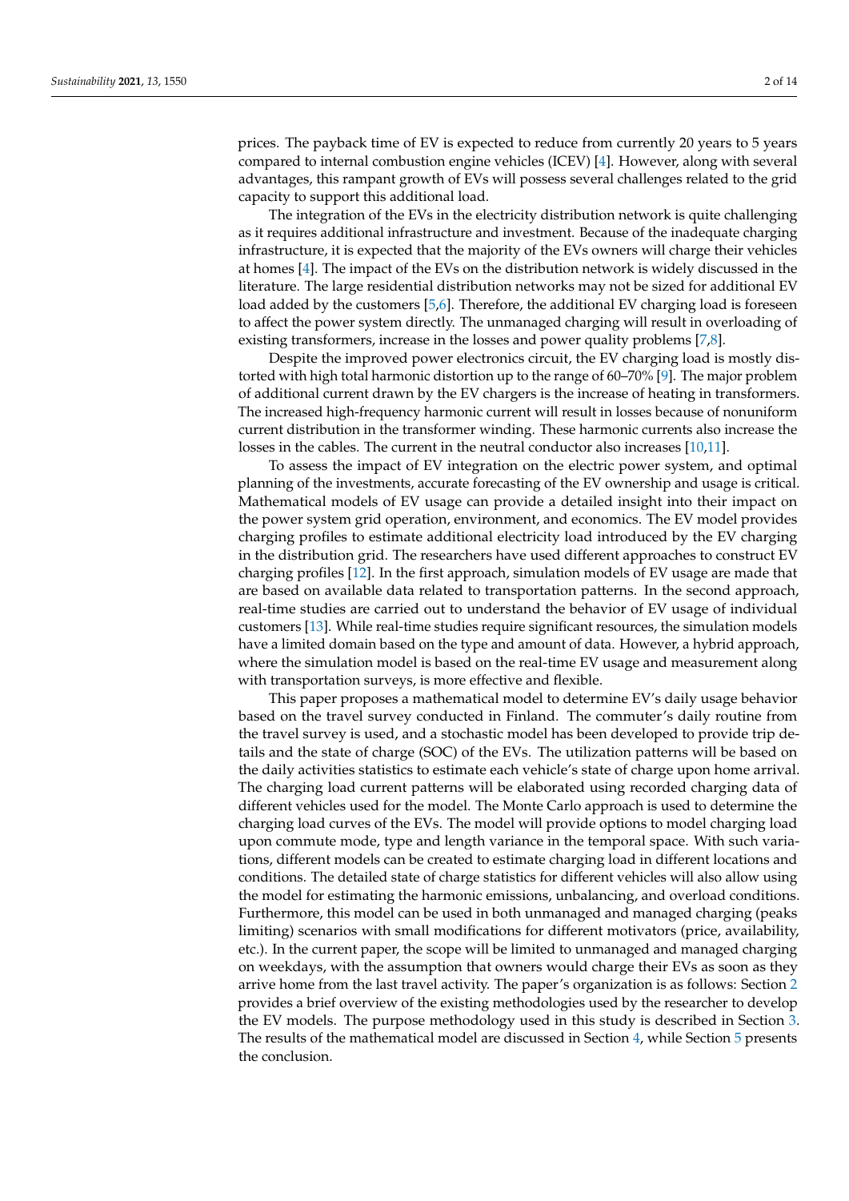prices. The payback time of EV is expected to reduce from currently 20 years to 5 years compared to internal combustion engine vehicles (ICEV) [4]. However, along with several advantages, this rampant growth of EVs will possess several challenges related to the grid capacity to support this additional load.

The integration of the EVs in the electricity distribution network is quite challenging as it requires additional infrastructure and investment. Because of the inadequate charging infrastructure, it is expected that the majority of the EVs owners will charge their vehicles at homes [4]. The impact of the EVs on the distribution network is widely discussed in the literature. The large residential distribution networks may not be sized for additional EV load added by the customers [5,6]. Therefore, the additional EV charging load is foreseen to affect the power system directly. The unmanaged charging will result in overloading of existing transformers, increase in the losses and power quality problems [7,8].

Despite the improved power electronics circuit, the EV charging load is mostly distorted with high total harmonic distortion up to the range of 60–70% [9]. The major problem of additional current drawn by the EV chargers is the increase of heating in transformers. The increased high-frequency harmonic current will result in losses because of nonuniform current distribution in the transformer winding. These harmonic currents also increase the losses in the cables. The current in the neutral conductor also increases [10,11].

To assess the impact of EV integration on the electric power system, and optimal planning of the investments, accurate forecasting of the EV ownership and usage is critical. Mathematical models of EV usage can provide a detailed insight into their impact on the power system grid operation, environment, and economics. The EV model provides charging profiles to estimate additional electricity load introduced by the EV charging in the distribution grid. The researchers have used different approaches to construct EV charging profiles [12]. In the first approach, simulation models of EV usage are made that are based on available data related to transportation patterns. In the second approach, real-time studies are carried out to understand the behavior of EV usage of individual customers [13]. While real-time studies require significant resources, the simulation models have a limited domain based on the type and amount of data. However, a hybrid approach, where the simulation model is based on the real-time EV usage and measurement along with transportation surveys, is more effective and flexible.

This paper proposes a mathematical model to determine EV's daily usage behavior based on the travel survey conducted in Finland. The commuter's daily routine from the travel survey is used, and a stochastic model has been developed to provide trip details and the state of charge (SOC) of the EVs. The utilization patterns will be based on the daily activities statistics to estimate each vehicle's state of charge upon home arrival. The charging load current patterns will be elaborated using recorded charging data of different vehicles used for the model. The Monte Carlo approach is used to determine the charging load curves of the EVs. The model will provide options to model charging load upon commute mode, type and length variance in the temporal space. With such variations, different models can be created to estimate charging load in different locations and conditions. The detailed state of charge statistics for different vehicles will also allow using the model for estimating the harmonic emissions, unbalancing, and overload conditions. Furthermore, this model can be used in both unmanaged and managed charging (peaks limiting) scenarios with small modifications for different motivators (price, availability, etc.). In the current paper, the scope will be limited to unmanaged and managed charging on weekdays, with the assumption that owners would charge their EVs as soon as they arrive home from the last travel activity. The paper's organization is as follows: Section 2 provides a brief overview of the existing methodologies used by the researcher to develop the EV models. The purpose methodology used in this study is described in Section 3. The results of the mathematical model are discussed in Section 4, while Section 5 presents the conclusion.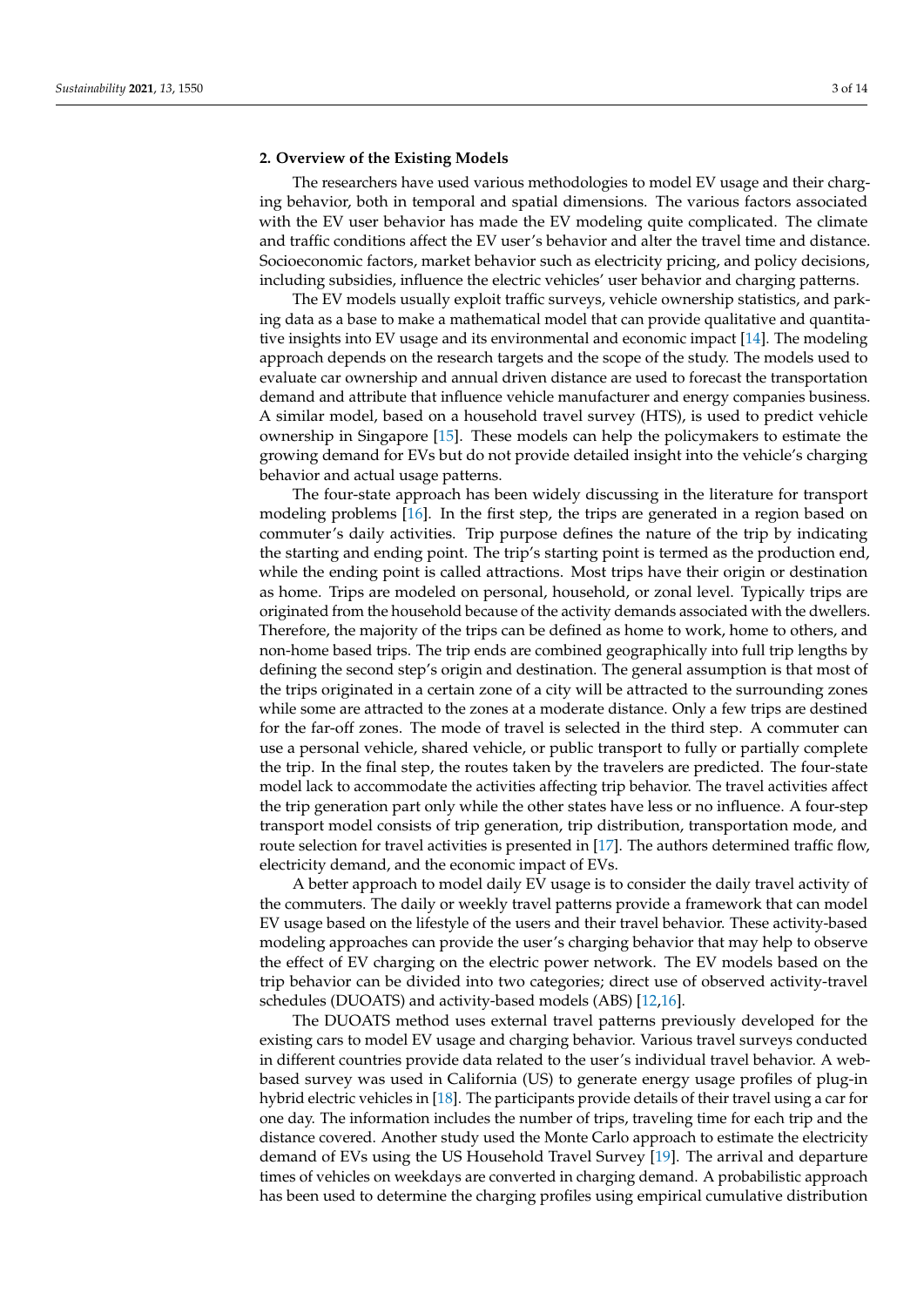## 2. Overview of the Existing Models

The researchers have used various methodologies to model EV usage and their charging behavior, both in temporal and spatial dimensions. The various factors associated with the EV user behavior has made the EV modeling quite complicated. The climate and traffic conditions affect the EV user's behavior and alter the travel time and distance. Socioeconomic factors, market behavior such as electricity pricing, and policy decisions, including subsidies, influence the electric vehicles' user behavior and charging patterns.

The EV models usually exploit traffic surveys, vehicle ownership statistics, and parking data as a base to make a mathematical model that can provide qualitative and quantitative insights into EV usage and its environmental and economic impact [14]. The modeling approach depends on the research targets and the scope of the study. The models used to evaluate car ownership and annual driven distance are used to forecast the transportation demand and attribute that influence vehicle manufacturer and energy companies business. A similar model, based on a household travel survey (HTS), is used to predict vehicle ownership in Singapore [15]. These models can help the policymakers to estimate the growing demand for EVs but do not provide detailed insight into the vehicle's charging behavior and actual usage patterns.

The four-state approach has been widely discussing in the literature for transport modeling problems [16]. In the first step, the trips are generated in a region based on commuter's daily activities. Trip purpose defines the nature of the trip by indicating the starting and ending point. The trip's starting point is termed as the production end, while the ending point is called attractions. Most trips have their origin or destination as home. Trips are modeled on personal, household, or zonal level. Typically trips are originated from the household because of the activity demands associated with the dwellers. Therefore, the majority of the trips can be defined as home to work, home to others, and non-home based trips. The trip ends are combined geographically into full trip lengths by defining the second step's origin and destination. The general assumption is that most of the trips originated in a certain zone of a city will be attracted to the surrounding zones while some are attracted to the zones at a moderate distance. Only a few trips are destined for the far-off zones. The mode of travel is selected in the third step. A commuter can use a personal vehicle, shared vehicle, or public transport to fully or partially complete the trip. In the final step, the routes taken by the travelers are predicted. The four-state model lack to accommodate the activities affecting trip behavior. The travel activities affect the trip generation part only while the other states have less or no influence. A four-step transport model consists of trip generation, trip distribution, transportation mode, and route selection for travel activities is presented in [17]. The authors determined traffic flow, electricity demand, and the economic impact of EVs.

A better approach to model daily EV usage is to consider the daily travel activity of the commuters. The daily or weekly travel patterns provide a framework that can model EV usage based on the lifestyle of the users and their travel behavior. These activity-based modeling approaches can provide the user's charging behavior that may help to observe the effect of EV charging on the electric power network. The EV models based on the trip behavior can be divided into two categories; direct use of observed activity-travel schedules (DUOATS) and activity-based models (ABS) [12,16].

The DUOATS method uses external travel patterns previously developed for the existing cars to model EV usage and charging behavior. Various travel surveys conducted in different countries provide data related to the user's individual travel behavior. A web-based survey was used in California (US) to generate energy usage profiles of plug-in hybrid electric vehicles in [18]. The participants provide details of their travel using a car for one day. The information includes the number of trips, traveling time for each trip and the distance covered. Another study used the Monte Carlo approach to estimate the electricity demand of EVs using the US Household Travel Survey [19]. The arrival and departure times of vehicles on weekdays are converted in charging demand. A probabilistic approach has been used to determine the charging profiles using empirical cumulative distribution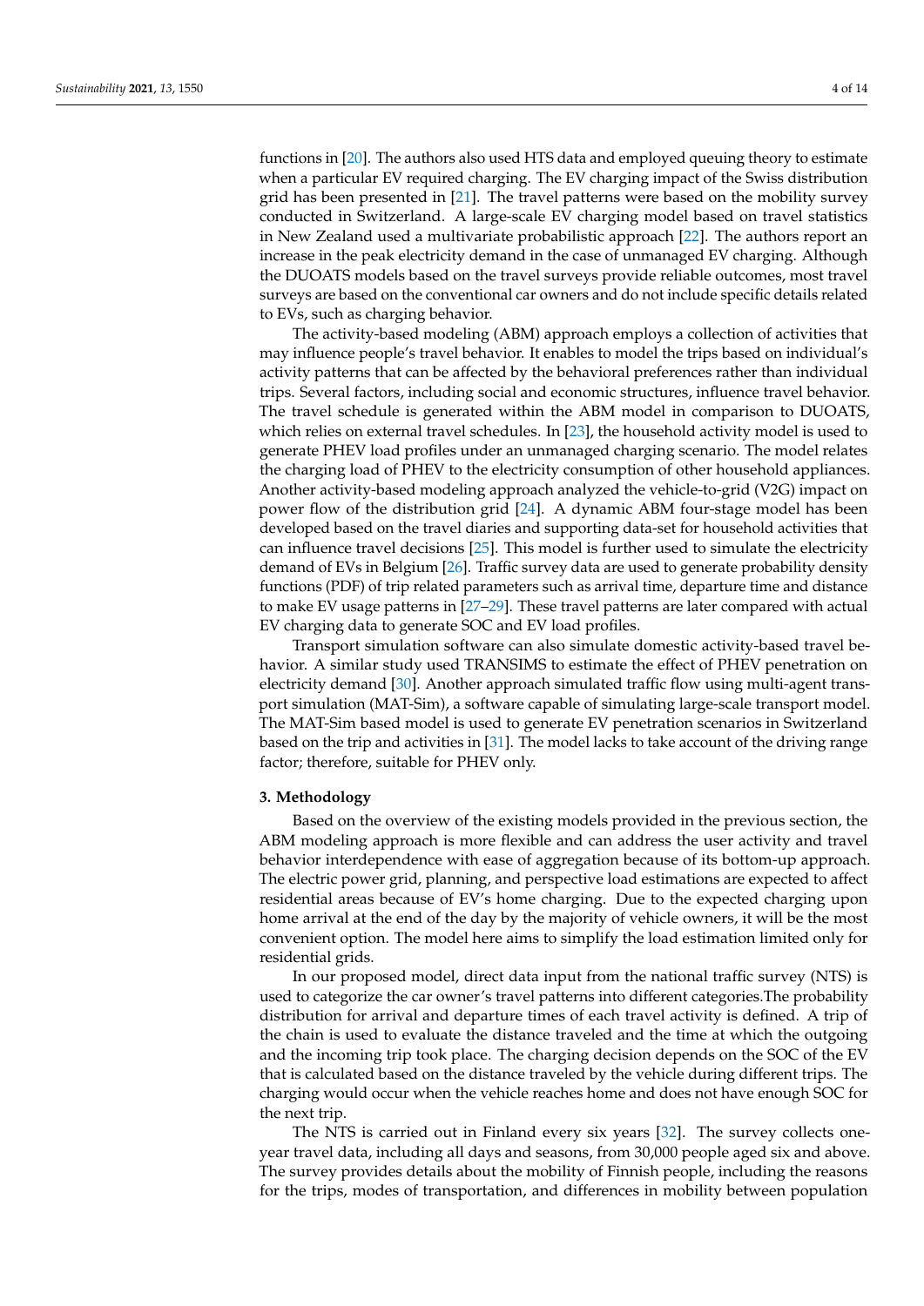functions in [20]. The authors also used HTS data and employed queuing theory to estimate when a particular EV required charging. The EV charging impact of the Swiss distribution grid has been presented in [21]. The travel patterns were based on the mobility survey conducted in Switzerland. A large-scale EV charging model based on travel statistics in New Zealand used a multivariate probabilistic approach [22]. The authors report an increase in the peak electricity demand in the case of unmanaged EV charging. Although the DUOATS models based on the travel surveys provide reliable outcomes, most travel surveys are based on the conventional car owners and do not include specific details related to EVs, such as charging behavior.

The activity-based modeling (ABM) approach employs a collection of activities that may influence people's travel behavior. It enables to model the trips based on individual's activity patterns that can be affected by the behavioral preferences rather than individual trips. Several factors, including social and economic structures, influence travel behavior. The travel schedule is generated within the ABM model in comparison to DUOATS, which relies on external travel schedules. In [23], the household activity model is used to generate PHEV load profiles under an unmanaged charging scenario. The model relates the charging load of PHEV to the electricity consumption of other household appliances. Another activity-based modeling approach analyzed the vehicle-to-grid (V2G) impact on power flow of the distribution grid [24]. A dynamic ABM four-stage model has been developed based on the travel diaries and supporting data-set for household activities that can influence travel decisions [25]. This model is further used to simulate the electricity demand of EVs in Belgium [26]. Traffic survey data are used to generate probability density functions (PDF) of trip related parameters such as arrival time, departure time and distance to make EV usage patterns in [27–29]. These travel patterns are later compared with actual EV charging data to generate SOC and EV load profiles.

Transport simulation software can also simulate domestic activity-based travel behavior. A similar study used TRANSIMS to estimate the effect of PHEV penetration on electricity demand [30]. Another approach simulated traffic flow using multi-agent transport simulation (MAT-Sim), a software capable of simulating large-scale transport model. The MAT-Sim based model is used to generate EV penetration scenarios in Switzerland based on the trip and activities in [31]. The model lacks to take account of the driving range factor; therefore, suitable for PHEV only.

## 3. Methodology

Based on the overview of the existing models provided in the previous section, the ABM modeling approach is more flexible and can address the user activity and travel behavior interdependence with ease of aggregation because of its bottom-up approach. The electric power grid, planning, and perspective load estimations are expected to affect residential areas because of EV's home charging. Due to the expected charging upon home arrival at the end of the day by the majority of vehicle owners, it will be the most convenient option. The model here aims to simplify the load estimation limited only for residential grids.

In our proposed model, direct data input from the national traffic survey (NTS) is used to categorize the car owner's travel patterns into different categories.The probability distribution for arrival and departure times of each travel activity is defined. A trip of the chain is used to evaluate the distance traveled and the time at which the outgoing and the incoming trip took place. The charging decision depends on the SOC of the EV that is calculated based on the distance traveled by the vehicle during different trips. The charging would occur when the vehicle reaches home and does not have enough SOC for the next trip.

The NTS is carried out in Finland every six years [32]. The survey collects one-year travel data, including all days and seasons, from 30,000 people aged six and above. The survey provides details about the mobility of Finnish people, including the reasons for the trips, modes of transportation, and differences in mobility between population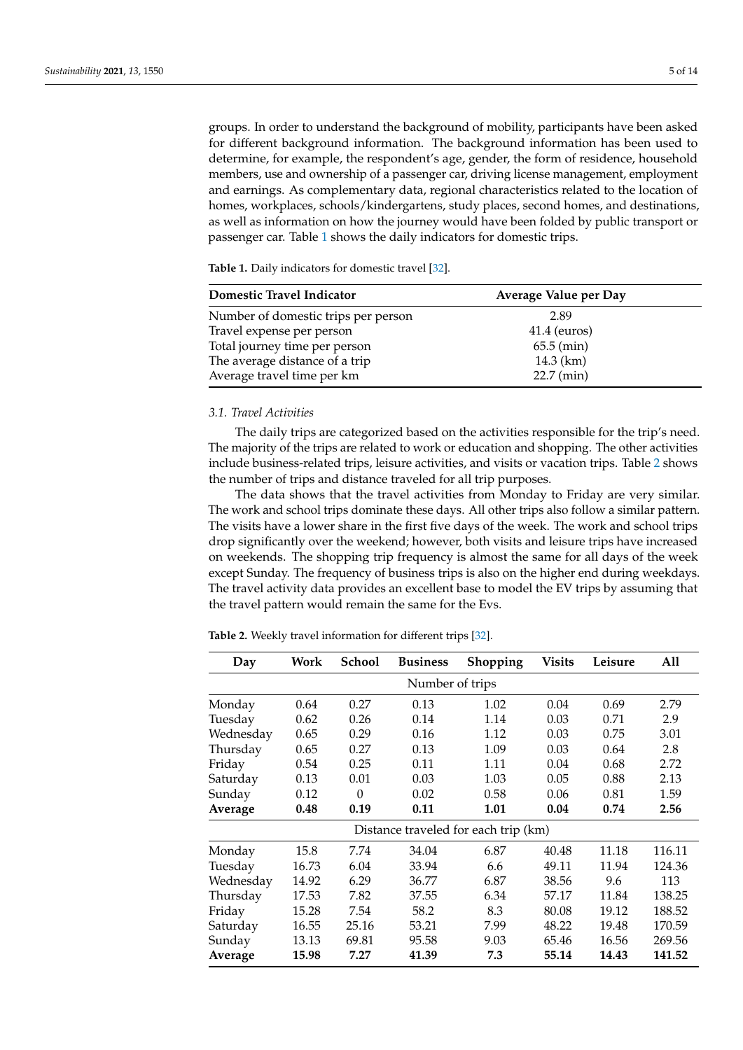groups. In order to understand the background of mobility, participants have been asked for different background information. The background information has been used to determine, for example, the respondent's age, gender, the form of residence, household members, use and ownership of a passenger car, driving license management, employment and earnings. As complementary data, regional characteristics related to the location of homes, workplaces, schools/kindergartens, study places, second homes, and destinations, as well as information on how the journey would have been folded by public transport or passenger car. Table 1 shows the daily indicators for domestic trips.

**Table 1.** Daily indicators for domestic travel [32].

| Domestic Travel Indicator | Average Value per Day |
| --- | --- |
| Number of domestic trips per person | 2.89 |
| Travel expense per person | 41.4 (euros) |
| Total journey time per person | 65.5 (min) |
| The average distance of a trip | 14.3 (km) |
| Average travel time per km | 22.7 (min) |

### *3.1. Travel Activities*

The daily trips are categorized based on the activities responsible for the trip's need. The majority of the trips are related to work or education and shopping. The other activities include business-related trips, leisure activities, and visits or vacation trips. Table 2 shows the number of trips and distance traveled for all trip purposes.

The data shows that the travel activities from Monday to Friday are very similar. The work and school trips dominate these days. All other trips also follow a similar pattern. The visits have a lower share in the first five days of the week. The work and school trips drop significantly over the weekend; however, both visits and leisure trips have increased on weekends. The shopping trip frequency is almost the same for all days of the week except Sunday. The frequency of business trips is also on the higher end during weekdays. The travel activity data provides an excellent base to model the EV trips by assuming that the travel pattern would remain the same for the Evs.

**Table 2.** Weekly travel information for different trips [32].

| Day | Work | School | Business | Shopping | Visits | Leisure | All |
| --- | --- | --- | --- | --- | --- | --- | --- |
| | | | Number of trips | | | | |
| Monday | 0.64 | 0.27 | 0.13 | 1.02 | 0.04 | 0.69 | 2.79 |
| Tuesday | 0.62 | 0.26 | 0.14 | 1.14 | 0.03 | 0.71 | 2.9 |
| Wednesday | 0.65 | 0.29 | 0.16 | 1.12 | 0.03 | 0.75 | 3.01 |
| Thursday | 0.65 | 0.27 | 0.13 | 1.09 | 0.03 | 0.64 | 2.8 |
| Friday | 0.54 | 0.25 | 0.11 | 1.11 | 0.04 | 0.68 | 2.72 |
| Saturday | 0.13 | 0.01 | 0.03 | 1.03 | 0.05 | 0.88 | 2.13 |
| Sunday | 0.12 | 0 | 0.02 | 0.58 | 0.06 | 0.81 | 1.59 |
| **Average** | **0.48** | **0.19** | **0.11** | **1.01** | **0.04** | **0.74** | **2.56** |
| | | | Distance traveled for each trip (km) | | | | |
| Monday | 15.8 | 7.74 | 34.04 | 6.87 | 40.48 | 11.18 | 116.11 |
| Tuesday | 16.73 | 6.04 | 33.94 | 6.6 | 49.11 | 11.94 | 124.36 |
| Wednesday | 14.92 | 6.29 | 36.77 | 6.87 | 38.56 | 9.6 | 113 |
| Thursday | 17.53 | 7.82 | 37.55 | 6.34 | 57.17 | 11.84 | 138.25 |
| Friday | 15.28 | 7.54 | 58.2 | 8.3 | 80.08 | 19.12 | 188.52 |
| Saturday | 16.55 | 25.16 | 53.21 | 7.99 | 48.22 | 19.48 | 170.59 |
| Sunday | 13.13 | 69.81 | 95.58 | 9.03 | 65.46 | 16.56 | 269.56 |
| **Average** | **15.98** | **7.27** | **41.39** | **7.3** | **55.14** | **14.43** | **141.52** |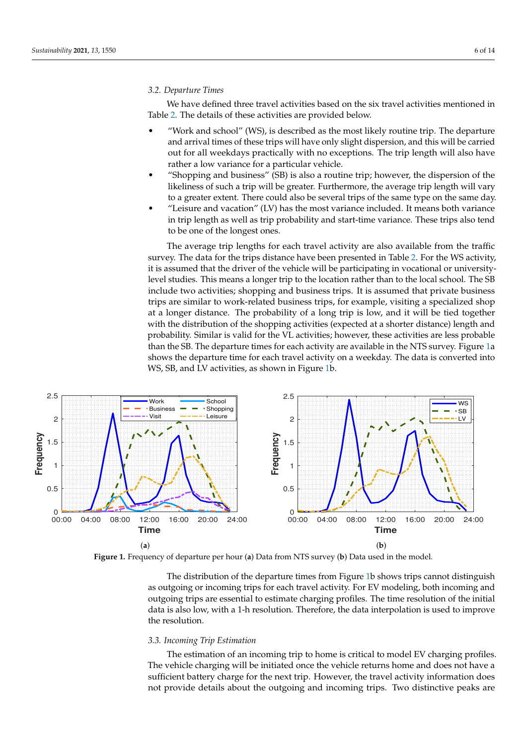### 3.2. Departure Times

We have defined three travel activities based on the six travel activities mentioned in Table 2. The details of these activities are provided below.

- "Work and school" (WS), is described as the most likely routine trip. The departure and arrival times of these trips will have only slight dispersion, and this will be carried out for all weekdays practically with no exceptions. The trip length will also have rather a low variance for a particular vehicle.
- "Shopping and business" (SB) is also a routine trip; however, the dispersion of the likeliness of such a trip will be greater. Furthermore, the average trip length will vary to a greater extent. There could also be several trips of the same type on the same day.
- "Leisure and vacation" (LV) has the most variance included. It means both variance in trip length as well as trip probability and start-time variance. These trips also tend to be one of the longest ones.

The average trip lengths for each travel activity are also available from the traffic survey. The data for the trips distance have been presented in Table 2. For the WS activity, it is assumed that the driver of the vehicle will be participating in vocational or university-level studies. This means a longer trip to the location rather than to the local school. The SB include two activities; shopping and business trips. It is assumed that private business trips are similar to work-related business trips, for example, visiting a specialized shop at a longer distance. The probability of a long trip is low, and it will be tied together with the distribution of the shopping activities (expected at a shorter distance) length and probability. Similar is valid for the VL activities; however, these activities are less probable than the SB. The departure times for each activity are available in the NTS survey. Figure 1a shows the departure time for each travel activity on a weekday. The data is converted into WS, SB, and LV activities, as shown in Figure 1b.

**Figure 1.** Frequency of departure per hour (**a**) Data from NTS survey (**b**) Data used in the model.

The distribution of the departure times from Figure 1b shows trips cannot distinguish as outgoing or incoming trips for each travel activity. For EV modeling, both incoming and outgoing trips are essential to estimate charging profiles. The time resolution of the initial data is also low, with a 1-h resolution. Therefore, the data interpolation is used to improve the resolution.

### 3.3. Incoming Trip Estimation

The estimation of an incoming trip to home is critical to model EV charging profiles. The vehicle charging will be initiated once the vehicle returns home and does not have a sufficient battery charge for the next trip. However, the travel activity information does not provide details about the outgoing and incoming trips. Two distinctive peaks are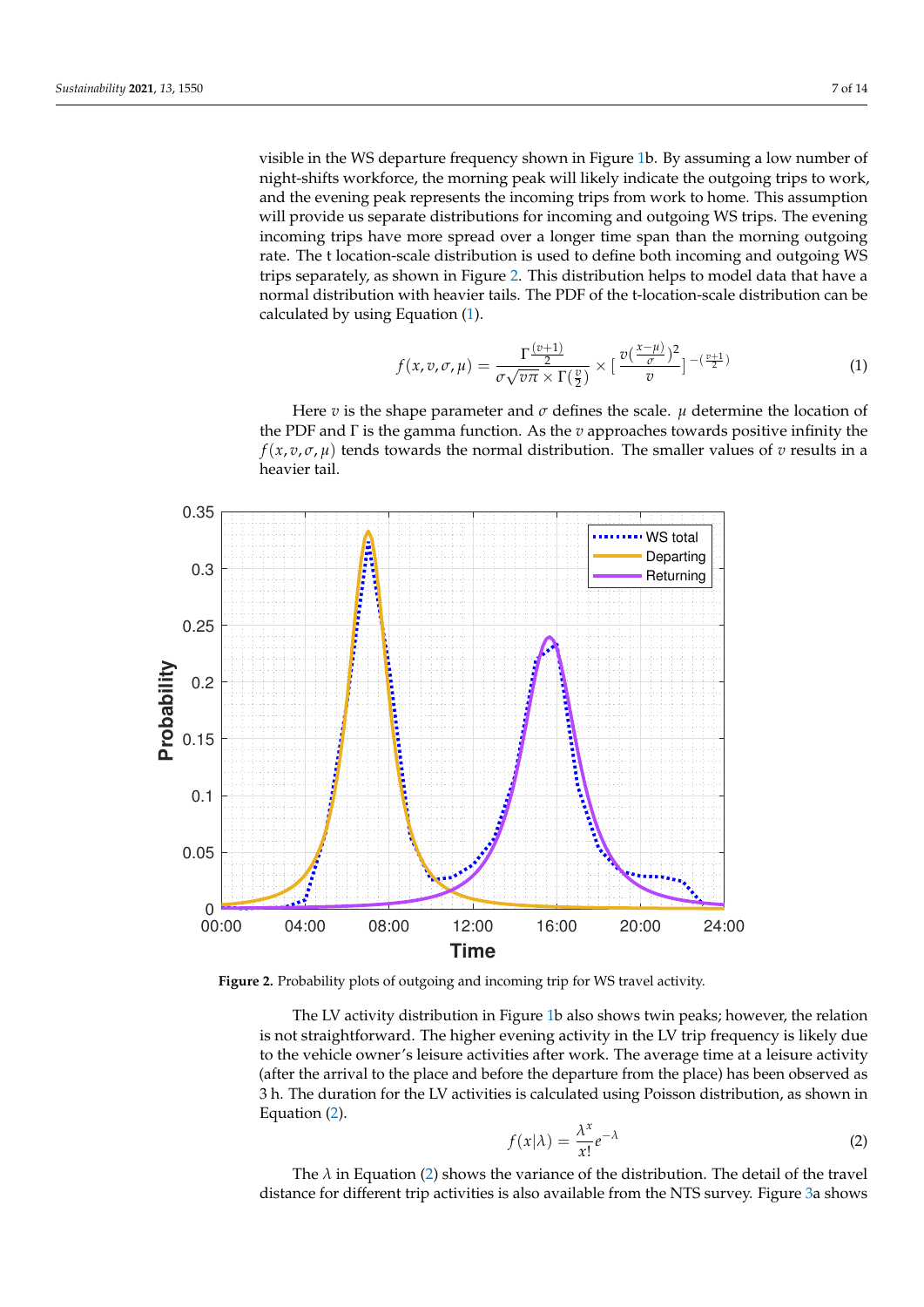visible in the WS departure frequency shown in Figure 1b. By assuming a low number of night-shifts workforce, the morning peak will likely indicate the outgoing trips to work, and the evening peak represents the incoming trips from work to home. This assumption will provide us separate distributions for incoming and outgoing WS trips. The evening incoming trips have more spread over a longer time span than the morning outgoing rate. The t location-scale distribution is used to define both incoming and outgoing WS trips separately, as shown in Figure 2. This distribution helps to model data that have a normal distribution with heavier tails. The PDF of the t-location-scale distribution can be calculated by using Equation (1).

$$f(x, v, \sigma, \mu) = \frac{\Gamma\frac{(v+1)}{2}}{\sigma\sqrt{v\pi} \times \Gamma(\frac{v}{2})} \times \left[\frac{v(\frac{x-\mu}{\sigma})^2}{v}\right]^{-(\frac{v+1}{2})} \tag{1}$$

Here $v$ is the shape parameter and $\sigma$ defines the scale. $\mu$ determine the location of the PDF and $\Gamma$ is the gamma function. As the $v$ approaches towards positive infinity the $f(x, v, \sigma, \mu)$ tends towards the normal distribution. The smaller values of $v$ results in a heavier tail.

**Figure 2.** Probability plots of outgoing and incoming trip for WS travel activity.

The LV activity distribution in Figure 1b also shows twin peaks; however, the relation is not straightforward. The higher evening activity in the LV trip frequency is likely due to the vehicle owner's leisure activities after work. The average time at a leisure activity (after the arrival to the place and before the departure from the place) has been observed as 3 h. The duration for the LV activities is calculated using Poisson distribution, as shown in Equation (2).

$$f(x|\lambda) = \frac{\lambda^x}{x!}e^{-\lambda} \tag{2}$$

The $\lambda$ in Equation (2) shows the variance of the distribution. The detail of the travel distance for different trip activities is also available from the NTS survey. Figure 3a shows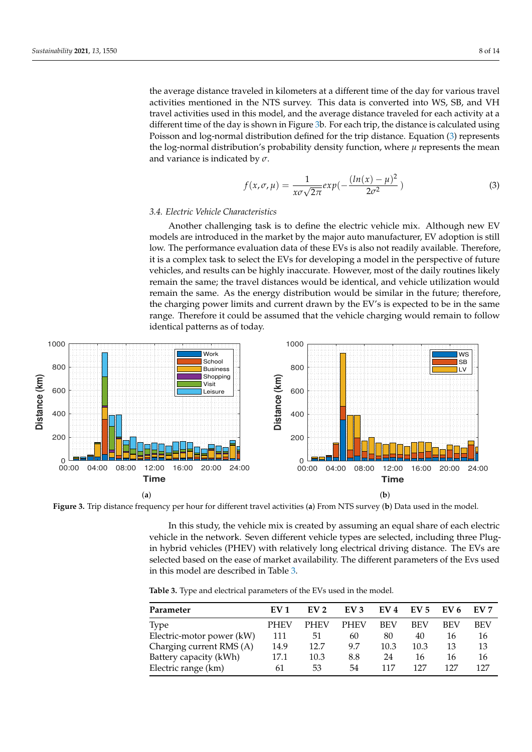the average distance traveled in kilometers at a different time of the day for various travel activities mentioned in the NTS survey. This data is converted into WS, SB, and VH travel activities used in this model, and the average distance traveled for each activity at a different time of the day is shown in Figure 3b. For each trip, the distance is calculated using Poisson and log-normal distribution defined for the trip distance. Equation (3) represents the log-normal distribution's probability density function, where $\mu$ represents the mean and variance is indicated by $\sigma$.

$$f(x, \sigma, \mu) = \frac{1}{x\sigma\sqrt{2\pi}} exp(-\frac{(ln(x) - \mu)^2}{2\sigma^2}) \tag{3}$$

### 3.4. Electric Vehicle Characteristics

Another challenging task is to define the electric vehicle mix. Although new EV models are introduced in the market by the major auto manufacturer, EV adoption is still low. The performance evaluation data of these EVs is also not readily available. Therefore, it is a complex task to select the EVs for developing a model in the perspective of future vehicles, and results can be highly inaccurate. However, most of the daily routines likely remain the same; the travel distances would be identical, and vehicle utilization would remain the same. As the energy distribution would be similar in the future; therefore, the charging power limits and current drawn by the EV's is expected to be in the same range. Therefore it could be assumed that the vehicle charging would remain to follow identical patterns as of today.

**Figure 3.** Trip distance frequency per hour for different travel activities (**a**) From NTS survey (**b**) Data used in the model.

In this study, the vehicle mix is created by assuming an equal share of each electric vehicle in the network. Seven different vehicle types are selected, including three Plug-in hybrid vehicles (PHEV) with relatively long electrical driving distance. The EVs are selected based on the ease of market availability. The different parameters of the Evs used in this model are described in Table 3.

**Table 3.** Type and electrical parameters of the EVs used in the model.

| Parameter | EV 1 | EV 2 | EV 3 | EV 4 | EV 5 | EV 6 | EV 7 |
|---|---|---|---|---|---|---|---|
| Type | PHEV | PHEV | PHEV | BEV | BEV | BEV | BEV |
| Electric-motor power (kW) | 111 | 51 | 60 | 80 | 40 | 16 | 16 |
| Charging current RMS (A) | 14.9 | 12.7 | 9.7 | 10.3 | 10.3 | 13 | 13 |
| Battery capacity (kWh) | 17.1 | 10.3 | 8.8 | 24 | 16 | 16 | 16 |
| Electric range (km) | 61 | 53 | 54 | 117 | 127 | 127 | 127 |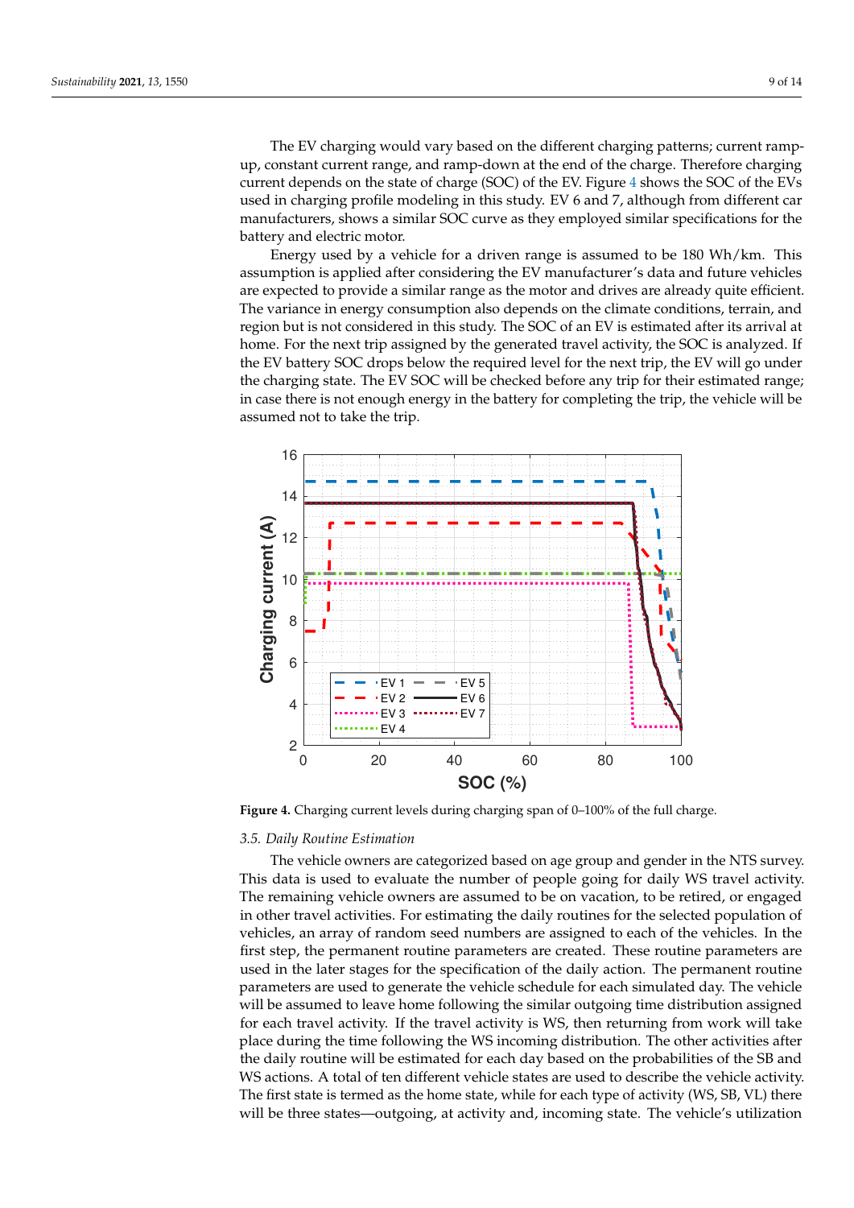The EV charging would vary based on the different charging patterns; current ramp-up, constant current range, and ramp-down at the end of the charge. Therefore charging current depends on the state of charge (SOC) of the EV. Figure 4 shows the SOC of the EVs used in charging profile modeling in this study. EV 6 and 7, although from different car manufacturers, shows a similar SOC curve as they employed similar specifications for the battery and electric motor.

Energy used by a vehicle for a driven range is assumed to be 180 Wh/km. This assumption is applied after considering the EV manufacturer's data and future vehicles are expected to provide a similar range as the motor and drives are already quite efficient. The variance in energy consumption also depends on the climate conditions, terrain, and region but is not considered in this study. The SOC of an EV is estimated after its arrival at home. For the next trip assigned by the generated travel activity, the SOC is analyzed. If the EV battery SOC drops below the required level for the next trip, the EV will go under the charging state. The EV SOC will be checked before any trip for their estimated range; in case there is not enough energy in the battery for completing the trip, the vehicle will be assumed not to take the trip.

**Figure 4.** Charging current levels during charging span of 0–100% of the full charge.

### 3.5. Daily Routine Estimation

The vehicle owners are categorized based on age group and gender in the NTS survey. This data is used to evaluate the number of people going for daily WS travel activity. The remaining vehicle owners are assumed to be on vacation, to be retired, or engaged in other travel activities. For estimating the daily routines for the selected population of vehicles, an array of random seed numbers are assigned to each of the vehicles. In the first step, the permanent routine parameters are created. These routine parameters are used in the later stages for the specification of the daily action. The permanent routine parameters are used to generate the vehicle schedule for each simulated day. The vehicle will be assumed to leave home following the similar outgoing time distribution assigned for each travel activity. If the travel activity is WS, then returning from work will take place during the time following the WS incoming distribution. The other activities after the daily routine will be estimated for each day based on the probabilities of the SB and WS actions. A total of ten different vehicle states are used to describe the vehicle activity. The first state is termed as the home state, while for each type of activity (WS, SB, VL) there will be three states—outgoing, at activity and, incoming state. The vehicle's utilization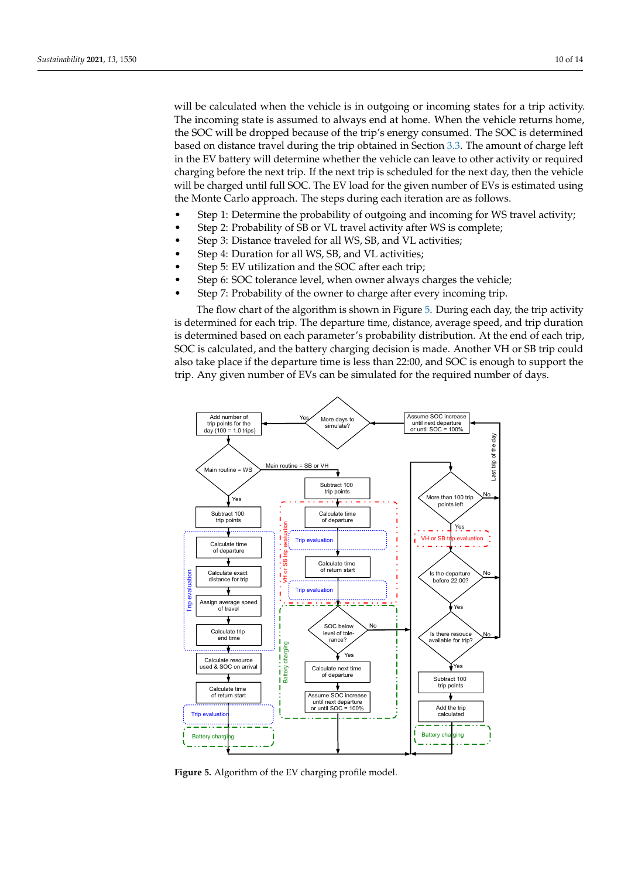will be calculated when the vehicle is in outgoing or incoming states for a trip activity. The incoming state is assumed to always end at home. When the vehicle returns home, the SOC will be dropped because of the trip's energy consumed. The SOC is determined based on distance travel during the trip obtained in Section 3.3. The amount of charge left in the EV battery will determine whether the vehicle can leave to other activity or required charging before the next trip. If the next trip is scheduled for the next day, then the vehicle will be charged until full SOC. The EV load for the given number of EVs is estimated using the Monte Carlo approach. The steps during each iteration are as follows.

- Step 1: Determine the probability of outgoing and incoming for WS travel activity;
- Step 2: Probability of SB or VL travel activity after WS is complete;
- Step 3: Distance traveled for all WS, SB, and VL activities;
- Step 4: Duration for all WS, SB, and VL activities;
- Step 5: EV utilization and the SOC after each trip;
- Step 6: SOC tolerance level, when owner always charges the vehicle;
- Step 7: Probability of the owner to charge after every incoming trip.

The flow chart of the algorithm is shown in Figure 5. During each day, the trip activity is determined for each trip. The departure time, distance, average speed, and trip duration is determined based on each parameter's probability distribution. At the end of each trip, SOC is calculated, and the battery charging decision is made. Another VH or SB trip could also take place if the departure time is less than 22:00, and SOC is enough to support the trip. Any given number of EVs can be simulated for the required number of days.

**Figure 5.** Algorithm of the EV charging profile model.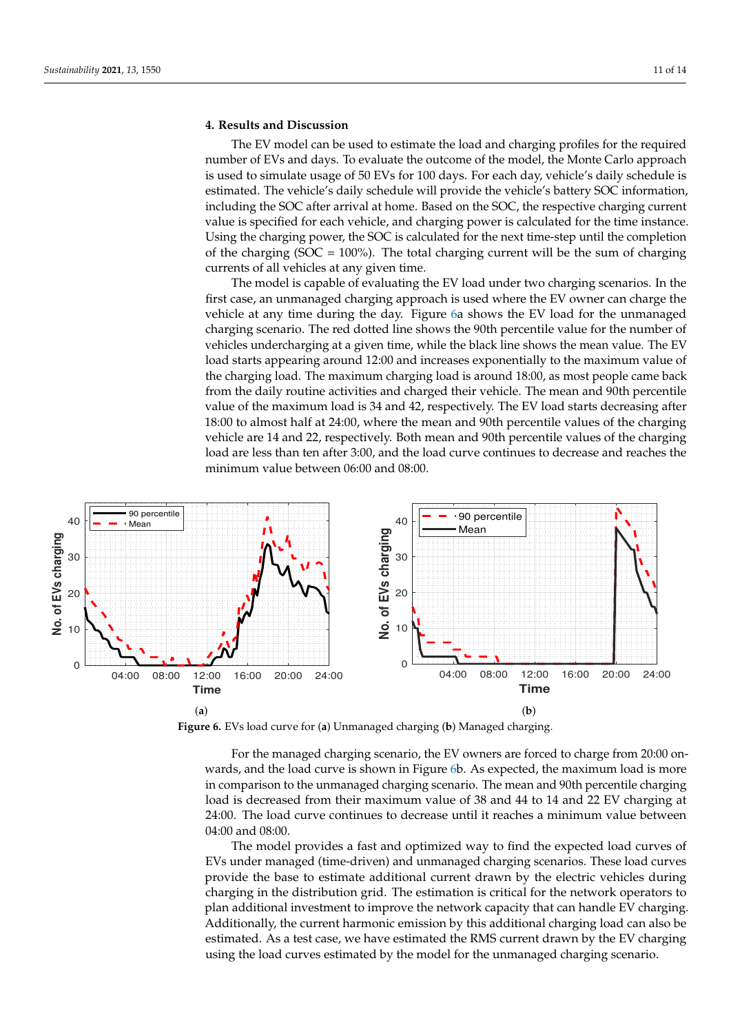## 4. Results and Discussion

The EV model can be used to estimate the load and charging profiles for the required number of EVs and days. To evaluate the outcome of the model, the Monte Carlo approach is used to simulate usage of 50 EVs for 100 days. For each day, vehicle's daily schedule is estimated. The vehicle's daily schedule will provide the vehicle's battery SOC information, including the SOC after arrival at home. Based on the SOC, the respective charging current value is specified for each vehicle, and charging power is calculated for the time instance. Using the charging power, the SOC is calculated for the next time-step until the completion of the charging (SOC = 100%). The total charging current will be the sum of charging currents of all vehicles at any given time.

The model is capable of evaluating the EV load under two charging scenarios. In the first case, an unmanaged charging approach is used where the EV owner can charge the vehicle at any time during the day. Figure 6a shows the EV load for the unmanaged charging scenario. The red dotted line shows the 90th percentile value for the number of vehicles undercharging at a given time, while the black line shows the mean value. The EV load starts appearing around 12:00 and increases exponentially to the maximum value of the charging load. The maximum charging load is around 18:00, as most people came back from the daily routine activities and charged their vehicle. The mean and 90th percentile value of the maximum load is 34 and 42, respectively. The EV load starts decreasing after 18:00 to almost half at 24:00, where the mean and 90th percentile values of the charging vehicle are 14 and 22, respectively. Both mean and 90th percentile values of the charging load are less than ten after 3:00, and the load curve continues to decrease and reaches the minimum value between 06:00 and 08:00.

(a) (b)

**Figure 6.** EVs load curve for (**a**) Unmanaged charging (**b**) Managed charging.

For the managed charging scenario, the EV owners are forced to charge from 20:00 onwards, and the load curve is shown in Figure 6b. As expected, the maximum load is more in comparison to the unmanaged charging scenario. The mean and 90th percentile charging load is decreased from their maximum value of 38 and 44 to 14 and 22 EV charging at 24:00. The load curve continues to decrease until it reaches a minimum value between 04:00 and 08:00.

The model provides a fast and optimized way to find the expected load curves of EVs under managed (time-driven) and unmanaged charging scenarios. These load curves provide the base to estimate additional current drawn by the electric vehicles during charging in the distribution grid. The estimation is critical for the network operators to plan additional investment to improve the network capacity that can handle EV charging. Additionally, the current harmonic emission by this additional charging load can also be estimated. As a test case, we have estimated the RMS current drawn by the EV charging using the load curves estimated by the model for the unmanaged charging scenario.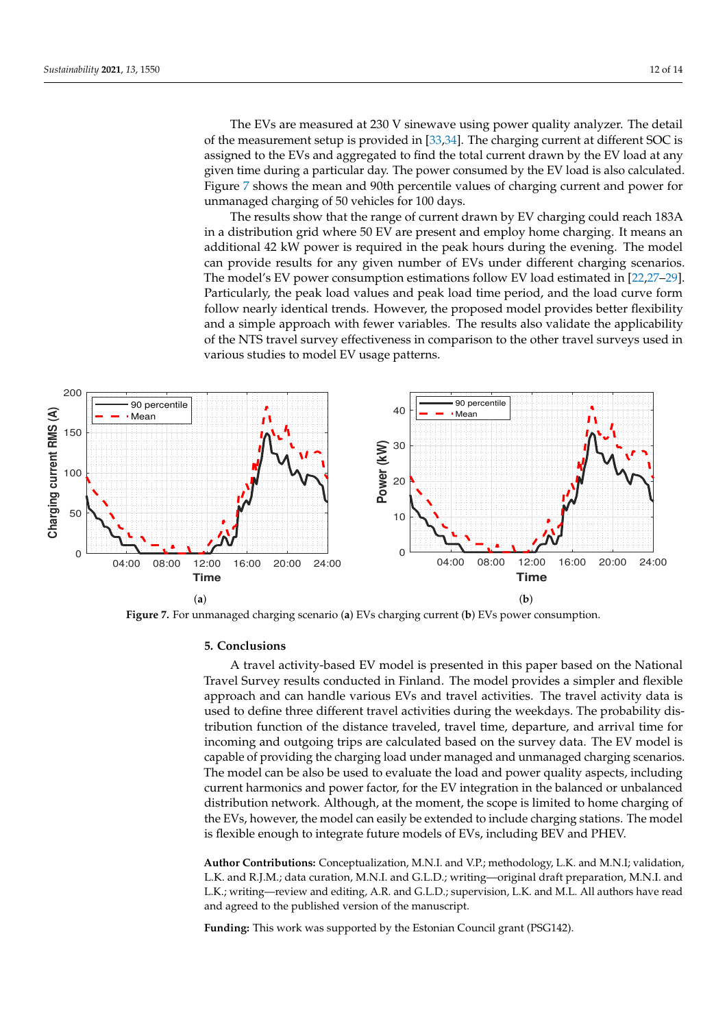The EVs are measured at 230 V sinewave using power quality analyzer. The detail of the measurement setup is provided in [33,34]. The charging current at different SOC is assigned to the EVs and aggregated to find the total current drawn by the EV load at any given time during a particular day. The power consumed by the EV load is also calculated. Figure 7 shows the mean and 90th percentile values of charging current and power for unmanaged charging of 50 vehicles for 100 days.

The results show that the range of current drawn by EV charging could reach 183A in a distribution grid where 50 EV are present and employ home charging. It means an additional 42 kW power is required in the peak hours during the evening. The model can provide results for any given number of EVs under different charging scenarios. The model's EV power consumption estimations follow EV load estimated in [22,27–29]. Particularly, the peak load values and peak load time period, and the load curve form follow nearly identical trends. However, the proposed model provides better flexibility and a simple approach with fewer variables. The results also validate the applicability of the NTS travel survey effectiveness in comparison to the other travel surveys used in various studies to model EV usage patterns.

**Figure 7.** For unmanaged charging scenario (**a**) EVs charging current (**b**) EVs power consumption.

## 5. Conclusions

A travel activity-based EV model is presented in this paper based on the National Travel Survey results conducted in Finland. The model provides a simpler and flexible approach and can handle various EVs and travel activities. The travel activity data is used to define three different travel activities during the weekdays. The probability distribution function of the distance traveled, travel time, departure, and arrival time for incoming and outgoing trips are calculated based on the survey data. The EV model is capable of providing the charging load under managed and unmanaged charging scenarios. The model can be also be used to evaluate the load and power quality aspects, including current harmonics and power factor, for the EV integration in the balanced or unbalanced distribution network. Although, at the moment, the scope is limited to home charging of the EVs, however, the model can easily be extended to include charging stations. The model is flexible enough to integrate future models of EVs, including BEV and PHEV.

**Author Contributions:** Conceptualization, M.N.I. and V.P.; methodology, L.K. and M.N.I; validation, L.K. and R.J.M.; data curation, M.N.I. and G.L.D.; writing—original draft preparation, M.N.I. and L.K.; writing—review and editing, A.R. and G.L.D.; supervision, L.K. and M.L. All authors have read and agreed to the published version of the manuscript.

**Funding:** This work was supported by the Estonian Council grant (PSG142).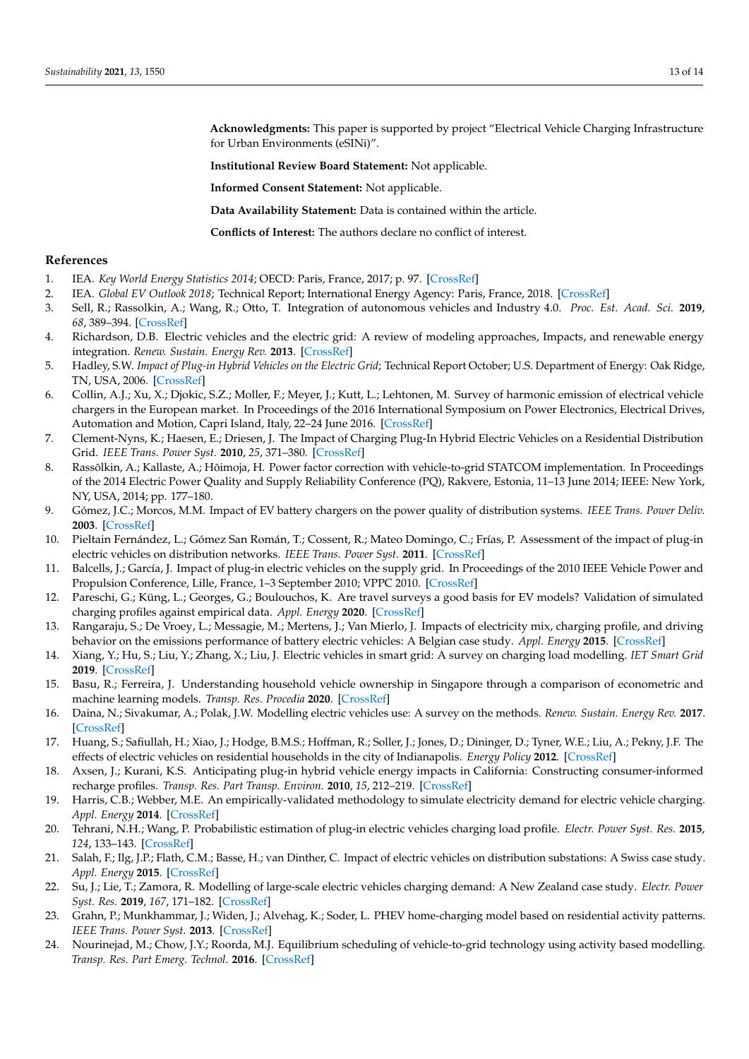**Acknowledgments:** This paper is supported by project "Electrical Vehicle Charging Infrastructure for Urban Environments (eSINi)".

**Institutional Review Board Statement:** Not applicable.

**Informed Consent Statement:** Not applicable.

**Data Availability Statement:** Data is contained within the article.

**Conflicts of Interest:** The authors declare no conflict of interest.

## References

1. IEA. *Key World Energy Statistics 2014*; OECD: Paris, France, 2017; p. 97. [CrossRef]
2. IEA. *Global EV Outlook 2018*; Technical Report; International Energy Agency: Paris, France, 2018. [CrossRef]
3. Sell, R.; Rassolkin, A.; Wang, R.; Otto, T. Integration of autonomous vehicles and Industry 4.0. *Proc. Est. Acad. Sci.* **2019**, *68*, 389–394. [CrossRef]
4. Richardson, D.B. Electric vehicles and the electric grid: A review of modeling approaches, Impacts, and renewable energy integration. *Renew. Sustain. Energy Rev.* **2013**. [CrossRef]
5. Hadley, S.W. *Impact of Plug-in Hybrid Vehicles on the Electric Grid*; Technical Report October; U.S. Department of Energy: Oak Ridge, TN, USA, 2006. [CrossRef]
6. Collin, A.J.; Xu, X.; Djokic, S.Z.; Moller, F.; Meyer, J.; Kutt, L.; Lehtonen, M. Survey of harmonic emission of electrical vehicle chargers in the European market. In Proceedings of the 2016 International Symposium on Power Electronics, Electrical Drives, Automation and Motion, Capri Island, Italy, 22–24 June 2016. [CrossRef]
7. Clement-Nyns, K.; Haesen, E.; Driesen, J. The Impact of Charging Plug-In Hybrid Electric Vehicles on a Residential Distribution Grid. *IEEE Trans. Power Syst.* **2010**, *25*, 371–380. [CrossRef]
8. Rassõlkin, A.; Kallaste, A.; Hõimoja, H. Power factor correction with vehicle-to-grid STATCOM implementation. In Proceedings of the 2014 Electric Power Quality and Supply Reliability Conference (PQ), Rakvere, Estonia, 11–13 June 2014; IEEE: New York, NY, USA, 2014; pp. 177–180.
9. Gómez, J.C.; Morcos, M.M. Impact of EV battery chargers on the power quality of distribution systems. *IEEE Trans. Power Deliv.* **2003**. [CrossRef]
10. Pieltain Fernández, L.; Gómez San Román, T.; Cossent, R.; Mateo Domingo, C.; Frías, P. Assessment of the impact of plug-in electric vehicles on distribution networks. *IEEE Trans. Power Syst.* **2011**. [CrossRef]
11. Balcells, J.; García, J. Impact of plug-in electric vehicles on the supply grid. In Proceedings of the 2010 IEEE Vehicle Power and Propulsion Conference, Lille, France, 1–3 September 2010; VPPC 2010. [CrossRef]
12. Pareschi, G.; Küng, L.; Georges, G.; Boulouchos, K. Are travel surveys a good basis for EV models? Validation of simulated charging profiles against empirical data. *Appl. Energy* **2020**. [CrossRef]
13. Rangaraju, S.; De Vroey, L.; Messagie, M.; Mertens, J.; Van Mierlo, J. Impacts of electricity mix, charging profile, and driving behavior on the emissions performance of battery electric vehicles: A Belgian case study. *Appl. Energy* **2015**. [CrossRef]
14. Xiang, Y.; Hu, S.; Liu, Y.; Zhang, X.; Liu, J. Electric vehicles in smart grid: A survey on charging load modelling. *IET Smart Grid* **2019**. [CrossRef]
15. Basu, R.; Ferreira, J. Understanding household vehicle ownership in Singapore through a comparison of econometric and machine learning models. *Transp. Res. Procedia* **2020**. [CrossRef]
16. Daina, N.; Sivakumar, A.; Polak, J.W. Modelling electric vehicles use: A survey on the methods. *Renew. Sustain. Energy Rev.* **2017**. [CrossRef]
17. Huang, S.; Safiullah, H.; Xiao, J.; Hodge, B.M.S.; Hoffman, R.; Soller, J.; Jones, D.; Dininger, D.; Tyner, W.E.; Liu, A.; Pekny, J.F. The effects of electric vehicles on residential households in the city of Indianapolis. *Energy Policy* **2012**. [CrossRef]
18. Axsen, J.; Kurani, K.S. Anticipating plug-in hybrid vehicle energy impacts in California: Constructing consumer-informed recharge profiles. *Transp. Res. Part Transp. Environ.* **2010**, *15*, 212–219. [CrossRef]
19. Harris, C.B.; Webber, M.E. An empirically-validated methodology to simulate electricity demand for electric vehicle charging. *Appl. Energy* **2014**. [CrossRef]
20. Tehrani, N.H.; Wang, P. Probabilistic estimation of plug-in electric vehicles charging load profile. *Electr. Power Syst. Res.* **2015**, *124*, 133–143. [CrossRef]
21. Salah, F.; Ilg, J.P.; Flath, C.M.; Basse, H.; van Dinther, C. Impact of electric vehicles on distribution substations: A Swiss case study. *Appl. Energy* **2015**. [CrossRef]
22. Su, J.; Lie, T.; Zamora, R. Modelling of large-scale electric vehicles charging demand: A New Zealand case study. *Electr. Power Syst. Res.* **2019**, *167*, 171–182. [CrossRef]
23. Grahn, P.; Munkhammar, J.; Widen, J.; Alvehag, K.; Soder, L. PHEV home-charging model based on residential activity patterns. *IEEE Trans. Power Syst.* **2013**. [CrossRef]
24. Nourinejad, M.; Chow, J.Y.; Roorda, M.J. Equilibrium scheduling of vehicle-to-grid technology using activity based modelling. *Transp. Res. Part Emerg. Technol.* **2016**. [CrossRef]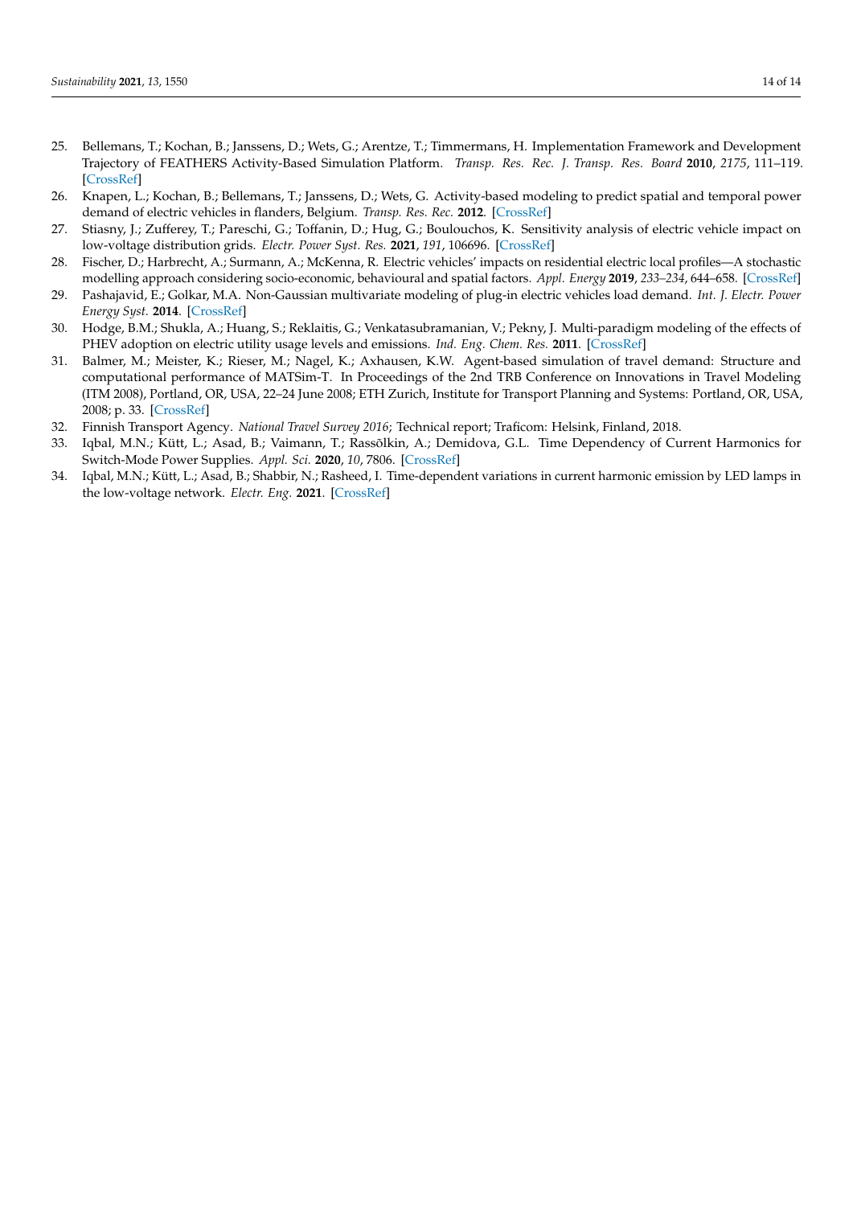25. Bellemans, T.; Kochan, B.; Janssens, D.; Wets, G.; Arentze, T.; Timmermans, H. Implementation Framework and Development Trajectory of FEATHERS Activity-Based Simulation Platform. *Transp. Res. Rec. J. Transp. Res. Board* **2010**, *2175*, 111–119. [CrossRef]
26. Knapen, L.; Kochan, B.; Bellemans, T.; Janssens, D.; Wets, G. Activity-based modeling to predict spatial and temporal power demand of electric vehicles in flanders, Belgium. *Transp. Res. Rec.* **2012**. [CrossRef]
27. Stiasny, J.; Zufferey, T.; Pareschi, G.; Toffanin, D.; Hug, G.; Boulouchos, K. Sensitivity analysis of electric vehicle impact on low-voltage distribution grids. *Electr. Power Syst. Res.* **2021**, *191*, 106696. [CrossRef]
28. Fischer, D.; Harbrecht, A.; Surmann, A.; McKenna, R. Electric vehicles' impacts on residential electric local profiles—A stochastic modelling approach considering socio-economic, behavioural and spatial factors. *Appl. Energy* **2019**, *233–234*, 644–658. [CrossRef]
29. Pashajavid, E.; Golkar, M.A. Non-Gaussian multivariate modeling of plug-in electric vehicles load demand. *Int. J. Electr. Power Energy Syst.* **2014**. [CrossRef]
30. Hodge, B.M.; Shukla, A.; Huang, S.; Reklaitis, G.; Venkatasubramanian, V.; Pekny, J. Multi-paradigm modeling of the effects of PHEV adoption on electric utility usage levels and emissions. *Ind. Eng. Chem. Res.* **2011**. [CrossRef]
31. Balmer, M.; Meister, K.; Rieser, M.; Nagel, K.; Axhausen, K.W. Agent-based simulation of travel demand: Structure and computational performance of MATSim-T. In Proceedings of the 2nd TRB Conference on Innovations in Travel Modeling (ITM 2008), Portland, OR, USA, 22–24 June 2008; ETH Zurich, Institute for Transport Planning and Systems: Portland, OR, USA, 2008; p. 33. [CrossRef]
32. Finnish Transport Agency. *National Travel Survey 2016*; Technical report; Traficom: Helsink, Finland, 2018.
33. Iqbal, M.N.; Kütt, L.; Asad, B.; Vaimann, T.; Rassõlkin, A.; Demidova, G.L. Time Dependency of Current Harmonics for Switch-Mode Power Supplies. *Appl. Sci.* **2020**, *10*, 7806. [CrossRef]
34. Iqbal, M.N.; Kütt, L.; Asad, B.; Shabbir, N.; Rasheed, I. Time-dependent variations in current harmonic emission by LED lamps in the low-voltage network. *Electr. Eng.* **2021**. [CrossRef]